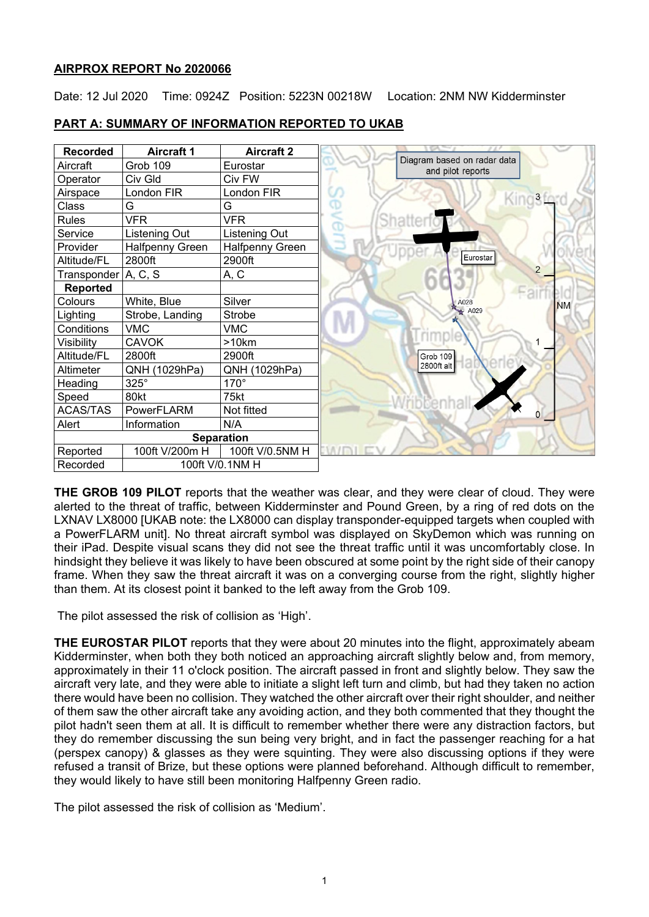**AIRPROX REPORT No 2020066**

Date: 12 Jul 2020 Time: 0924Z Position: 5223N 00218W Location: 2NM NW Kidderminster

**PART A: SUMMARY OF INFORMATION REPORTED TO UKAB**

| Recorded | Aircraft 1 | Aircraft 2 |
|---|---|---|
| Aircraft | Grob 109 | Eurostar |
| Operator | Civ Gld | Civ FW |
| Airspace | London FIR | London FIR |
| Class | G | G |
| Rules | VFR | VFR |
| Service | Listening Out | Listening Out |
| Provider | Halfpenny Green | Halfpenny Green |
| Altitude/FL | 2800ft | 2900ft |
| Transponder | A, C, S | A, C |
| **Reported** | | |
| Colours | White, Blue | Silver |
| Lighting | Strobe, Landing | Strobe |
| Conditions | VMC | VMC |
| Visibility | CAVOK | >10km |
| Altitude/FL | 2800ft | 2900ft |
| Altimeter | QNH (1029hPa) | QNH (1029hPa) |
| Heading | 325° | 170° |
| Speed | 80kt | 75kt |
| ACAS/TAS | PowerFLARM | Not fitted |
| Alert | Information | N/A |
| **Separation** | | |
| Reported | 100ft V/200m H | 100ft V/0.5NM H |
| Recorded | 100ft V/0.1NM H | |

Diagram based on radar data and pilot reports

**THE GROB 109 PILOT** reports that the weather was clear, and they were clear of cloud. They were alerted to the threat of traffic, between Kidderminster and Pound Green, by a ring of red dots on the LXNAV LX8000 [UKAB note: the LX8000 can display transponder-equipped targets when coupled with a PowerFLARM unit]. No threat aircraft symbol was displayed on SkyDemon which was running on their iPad. Despite visual scans they did not see the threat traffic until it was uncomfortably close. In hindsight they believe it was likely to have been obscured at some point by the right side of their canopy frame. When they saw the threat aircraft it was on a converging course from the right, slightly higher than them. At its closest point it banked to the left away from the Grob 109.

The pilot assessed the risk of collision as 'High'.

**THE EUROSTAR PILOT** reports that they were about 20 minutes into the flight, approximately abeam Kidderminster, when both they both noticed an approaching aircraft slightly below and, from memory, approximately in their 11 o'clock position. The aircraft passed in front and slightly below. They saw the aircraft very late, and they were able to initiate a slight left turn and climb, but had they taken no action there would have been no collision. They watched the other aircraft over their right shoulder, and neither of them saw the other aircraft take any avoiding action, and they both commented that they thought the pilot hadn't seen them at all. It is difficult to remember whether there were any distraction factors, but they do remember discussing the sun being very bright, and in fact the passenger reaching for a hat (perspex canopy) & glasses as they were squinting. They were also discussing options if they were refused a transit of Brize, but these options were planned beforehand. Although difficult to remember, they would likely to have still been monitoring Halfpenny Green radio.

The pilot assessed the risk of collision as 'Medium'.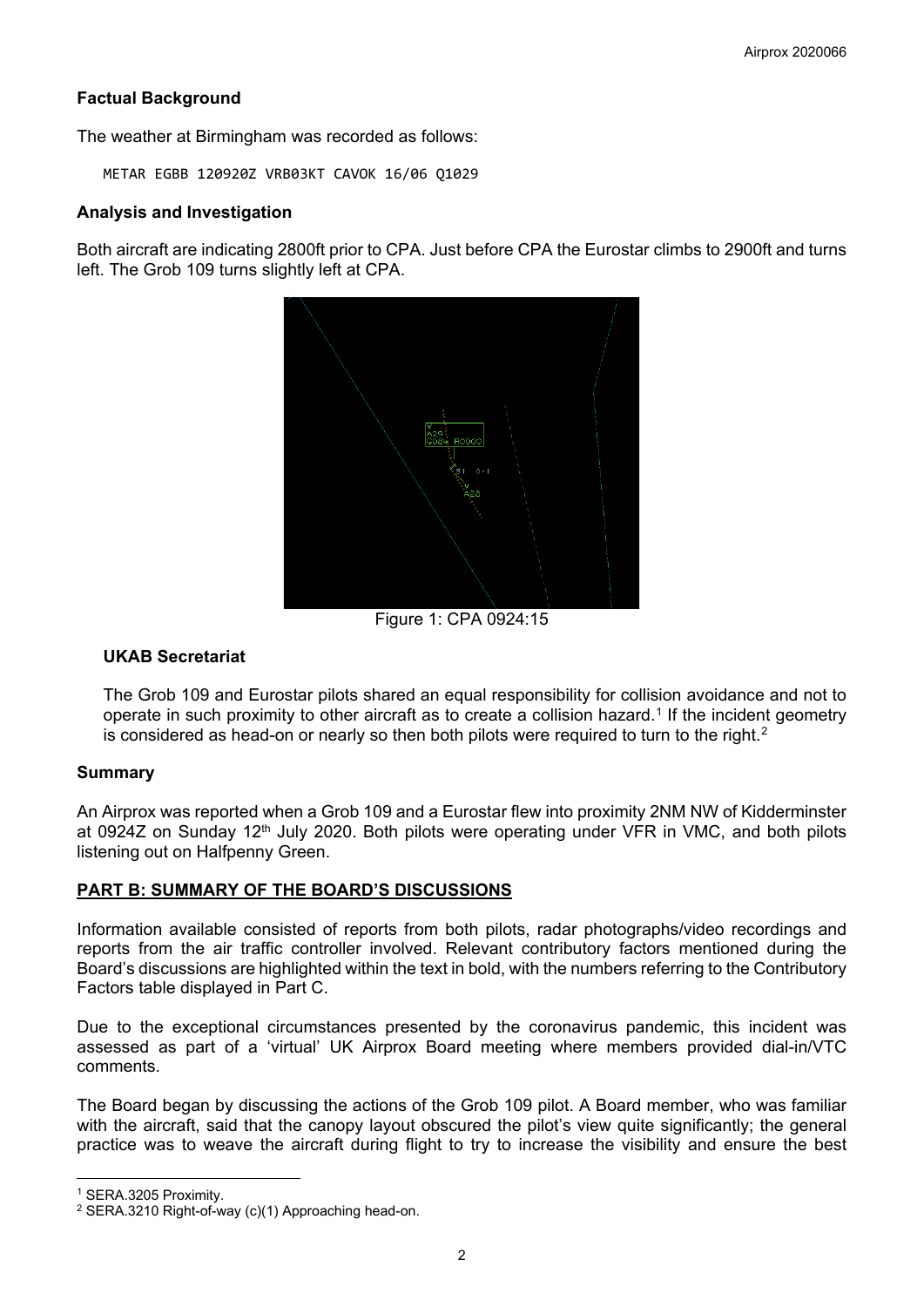**Factual Background**

The weather at Birmingham was recorded as follows:

```
METAR EGBB 120920Z VRB03KT CAVOK 16/06 Q1029
```

**Analysis and Investigation**

Both aircraft are indicating 2800ft prior to CPA. Just before CPA the Eurostar climbs to 2900ft and turns left. The Grob 109 turns slightly left at CPA.

Figure 1: CPA 0924:15

**UKAB Secretariat**

The Grob 109 and Eurostar pilots shared an equal responsibility for collision avoidance and not to operate in such proximity to other aircraft as to create a collision hazard.[1] If the incident geometry is considered as head-on or nearly so then both pilots were required to turn to the right.[2]

**Summary**

An Airprox was reported when a Grob 109 and a Eurostar flew into proximity 2NM NW of Kidderminster at 0924Z on Sunday 12th July 2020. Both pilots were operating under VFR in VMC, and both pilots listening out on Halfpenny Green.

## PART B: SUMMARY OF THE BOARD'S DISCUSSIONS

Information available consisted of reports from both pilots, radar photographs/video recordings and reports from the air traffic controller involved. Relevant contributory factors mentioned during the Board's discussions are highlighted within the text in bold, with the numbers referring to the Contributory Factors table displayed in Part C.

Due to the exceptional circumstances presented by the coronavirus pandemic, this incident was assessed as part of a 'virtual' UK Airprox Board meeting where members provided dial-in/VTC comments.

The Board began by discussing the actions of the Grob 109 pilot. A Board member, who was familiar with the aircraft, said that the canopy layout obscured the pilot's view quite significantly; the general practice was to weave the aircraft during flight to try to increase the visibility and ensure the best

[1] SERA.3205 Proximity.

[2] SERA.3210 Right-of-way (c)(1) Approaching head-on.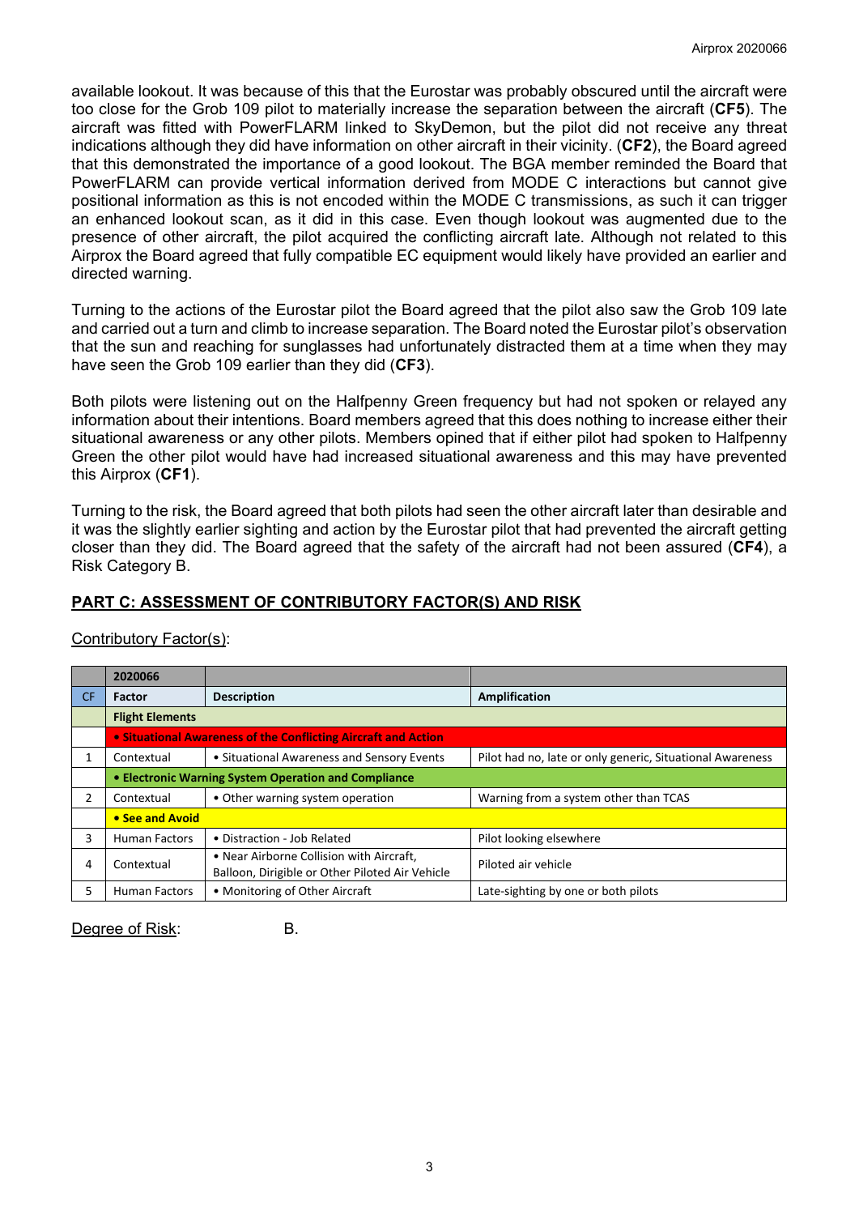available lookout. It was because of this that the Eurostar was probably obscured until the aircraft were too close for the Grob 109 pilot to materially increase the separation between the aircraft (**CF5**). The aircraft was fitted with PowerFLARM linked to SkyDemon, but the pilot did not receive any threat indications although they did have information on other aircraft in their vicinity. (**CF2**), the Board agreed that this demonstrated the importance of a good lookout. The BGA member reminded the Board that PowerFLARM can provide vertical information derived from MODE C interactions but cannot give positional information as this is not encoded within the MODE C transmissions, as such it can trigger an enhanced lookout scan, as it did in this case. Even though lookout was augmented due to the presence of other aircraft, the pilot acquired the conflicting aircraft late. Although not related to this Airprox the Board agreed that fully compatible EC equipment would likely have provided an earlier and directed warning.

Turning to the actions of the Eurostar pilot the Board agreed that the pilot also saw the Grob 109 late and carried out a turn and climb to increase separation. The Board noted the Eurostar pilot's observation that the sun and reaching for sunglasses had unfortunately distracted them at a time when they may have seen the Grob 109 earlier than they did (**CF3**).

Both pilots were listening out on the Halfpenny Green frequency but had not spoken or relayed any information about their intentions. Board members agreed that this does nothing to increase either their situational awareness or any other pilots. Members opined that if either pilot had spoken to Halfpenny Green the other pilot would have had increased situational awareness and this may have prevented this Airprox (**CF1**).

Turning to the risk, the Board agreed that both pilots had seen the other aircraft later than desirable and it was the slightly earlier sighting and action by the Eurostar pilot that had prevented the aircraft getting closer than they did. The Board agreed that the safety of the aircraft had not been assured (**CF4**), a Risk Category B.

## PART C: ASSESSMENT OF CONTRIBUTORY FACTOR(S) AND RISK

Contributory Factor(s):

| | 2020066 | | |
|---|---|---|---|
| CF | Factor | Description | Amplification |
| | **Flight Elements** | | |
| | **• Situational Awareness of the Conflicting Aircraft and Action** | | |
| 1 | Contextual | • Situational Awareness and Sensory Events | Pilot had no, late or only generic, Situational Awareness |
| | **• Electronic Warning System Operation and Compliance** | | |
| 2 | Contextual | • Other warning system operation | Warning from a system other than TCAS |
| | **• See and Avoid** | | |
| 3 | Human Factors | • Distraction - Job Related | Pilot looking elsewhere |
| 4 | Contextual | • Near Airborne Collision with Aircraft, Balloon, Dirigible or Other Piloted Air Vehicle | Piloted air vehicle |
| 5 | Human Factors | • Monitoring of Other Aircraft | Late-sighting by one or both pilots |

Degree of Risk: B.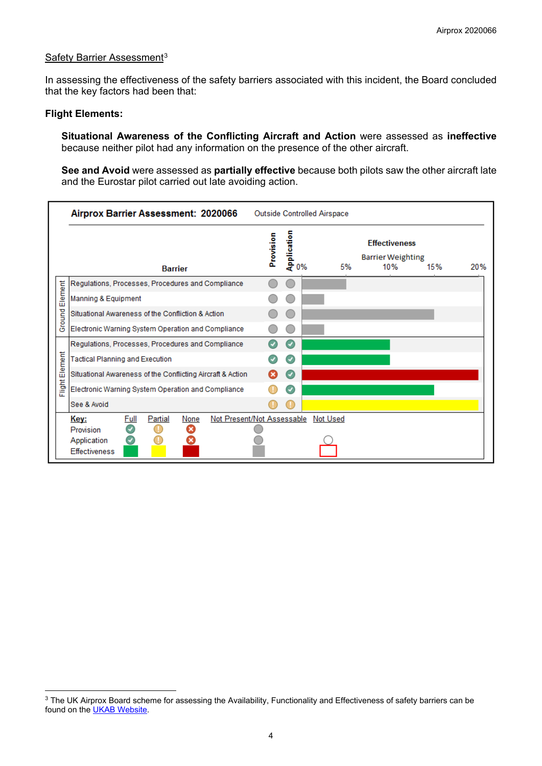Safety Barrier Assessment[3]

In assessing the effectiveness of the safety barriers associated with this incident, the Board concluded that the key factors had been that:

**Flight Elements:**

**Situational Awareness of the Conflicting Aircraft and Action** were assessed as **ineffective** because neither pilot had any information on the presence of the other aircraft.

**See and Avoid** were assessed as **partially effective** because both pilots saw the other aircraft late and the Eurostar pilot carried out late avoiding action.

**Airprox Barrier Assessment: 2020066**

Outside Controlled Airspace

Barrier

Provision

Application

Effectiveness

Barrier Weighting

0%

5%

10%

15%

20%

Ground Element

Regulations, Processes, Procedures and Compliance

Manning & Equipment

Situational Awareness of the Confliction & Action

Electronic Warning System Operation and Compliance

Flight Element

Regulations, Processes, Procedures and Compliance

Tactical Planning and Execution

Situational Awareness of the Conflicting Aircraft & Action

Electronic Warning System Operation and Compliance

See & Avoid

Key:

Full

Partial

None

Not Present/Not Assessable

Not Used

Provision

Application

Effectiveness

[3] The UK Airprox Board scheme for assessing the Availability, Functionality and Effectiveness of safety barriers can be found on the UKAB Website.